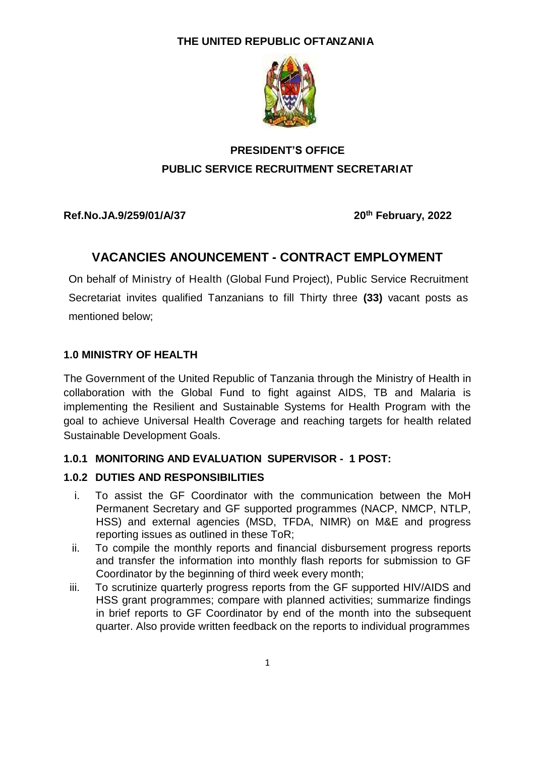**THE UNITED REPUBLIC OFTANZANIA**

**PRESIDENT'S OFFICE**
**PUBLIC SERVICE RECRUITMENT SECRETARIAT**

**Ref.No.JA.9/259/01/A/37** **20th February, 2022**

## VACANCIES ANOUNCEMENT - CONTRACT EMPLOYMENT

On behalf of Ministry of Health (Global Fund Project), Public Service Recruitment Secretariat invites qualified Tanzanians to fill Thirty three **(33)** vacant posts as mentioned below;

### 1.0 MINISTRY OF HEALTH

The Government of the United Republic of Tanzania through the Ministry of Health in collaboration with the Global Fund to fight against AIDS, TB and Malaria is implementing the Resilient and Sustainable Systems for Health Program with the goal to achieve Universal Health Coverage and reaching targets for health related Sustainable Development Goals.

#### 1.0.1 MONITORING AND EVALUATION SUPERVISOR - 1 POST:

#### 1.0.2 DUTIES AND RESPONSIBILITIES

i. To assist the GF Coordinator with the communication between the MoH Permanent Secretary and GF supported programmes (NACP, NMCP, NTLP, HSS) and external agencies (MSD, TFDA, NIMR) on M&E and progress reporting issues as outlined in these ToR;

ii. To compile the monthly reports and financial disbursement progress reports and transfer the information into monthly flash reports for submission to GF Coordinator by the beginning of third week every month;

iii. To scrutinize quarterly progress reports from the GF supported HIV/AIDS and HSS grant programmes; compare with planned activities; summarize findings in brief reports to GF Coordinator by end of the month into the subsequent quarter. Also provide written feedback on the reports to individual programmes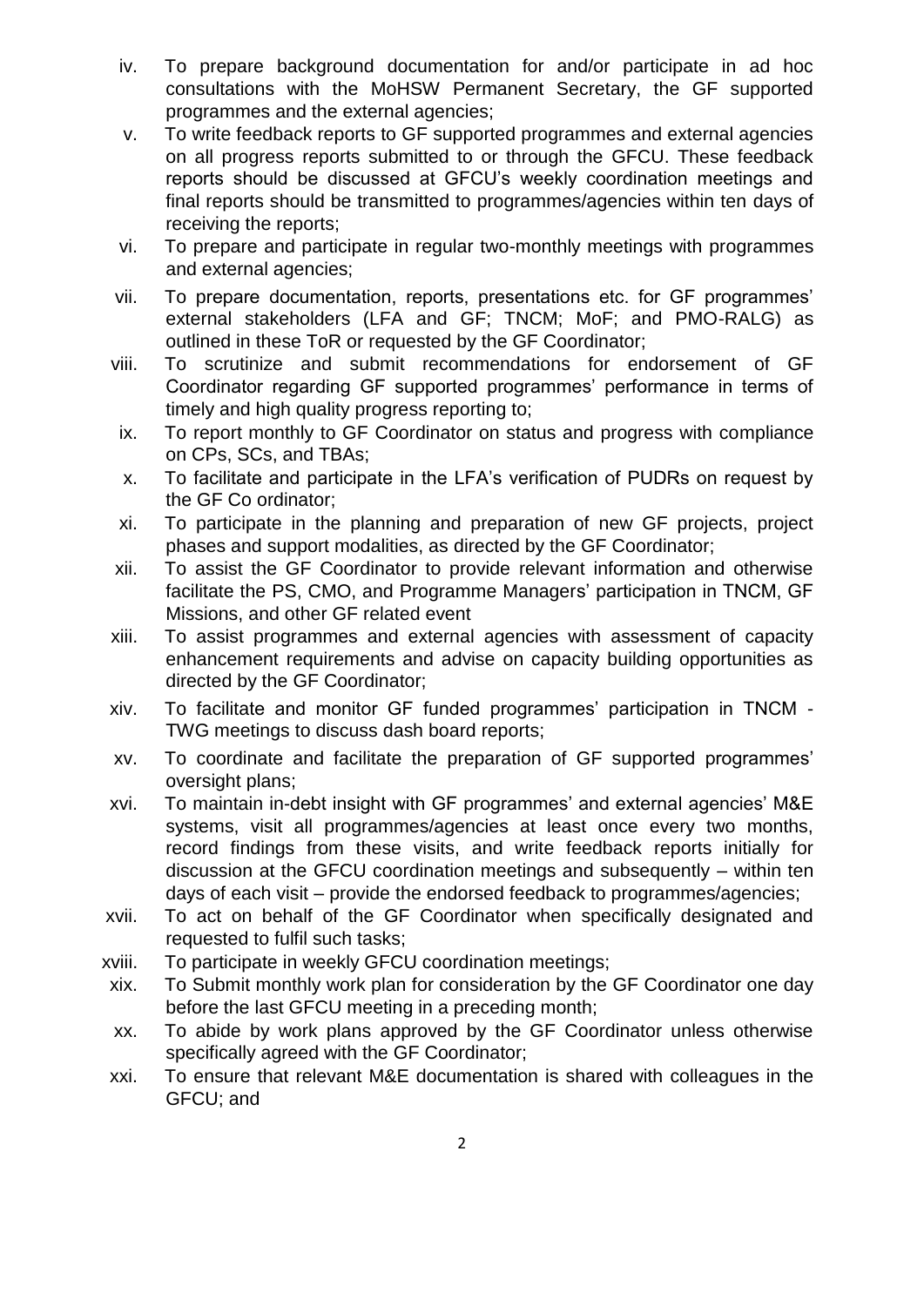iv. To prepare background documentation for and/or participate in ad hoc consultations with the MoHSW Permanent Secretary, the GF supported programmes and the external agencies;

v. To write feedback reports to GF supported programmes and external agencies on all progress reports submitted to or through the GFCU. These feedback reports should be discussed at GFCU's weekly coordination meetings and final reports should be transmitted to programmes/agencies within ten days of receiving the reports;

vi. To prepare and participate in regular two-monthly meetings with programmes and external agencies;

vii. To prepare documentation, reports, presentations etc. for GF programmes' external stakeholders (LFA and GF; TNCM; MoF; and PMO-RALG) as outlined in these ToR or requested by the GF Coordinator;

viii. To scrutinize and submit recommendations for endorsement of GF Coordinator regarding GF supported programmes' performance in terms of timely and high quality progress reporting to;

ix. To report monthly to GF Coordinator on status and progress with compliance on CPs, SCs, and TBAs;

x. To facilitate and participate in the LFA's verification of PUDRs on request by the GF Co ordinator;

xi. To participate in the planning and preparation of new GF projects, project phases and support modalities, as directed by the GF Coordinator;

xii. To assist the GF Coordinator to provide relevant information and otherwise facilitate the PS, CMO, and Programme Managers' participation in TNCM, GF Missions, and other GF related event

xiii. To assist programmes and external agencies with assessment of capacity enhancement requirements and advise on capacity building opportunities as directed by the GF Coordinator;

xiv. To facilitate and monitor GF funded programmes' participation in TNCM - TWG meetings to discuss dash board reports;

xv. To coordinate and facilitate the preparation of GF supported programmes' oversight plans;

xvi. To maintain in-debt insight with GF programmes' and external agencies' M&E systems, visit all programmes/agencies at least once every two months, record findings from these visits, and write feedback reports initially for discussion at the GFCU coordination meetings and subsequently – within ten days of each visit – provide the endorsed feedback to programmes/agencies;

xvii. To act on behalf of the GF Coordinator when specifically designated and requested to fulfil such tasks;

xviii. To participate in weekly GFCU coordination meetings;

xix. To Submit monthly work plan for consideration by the GF Coordinator one day before the last GFCU meeting in a preceding month;

xx. To abide by work plans approved by the GF Coordinator unless otherwise specifically agreed with the GF Coordinator;

xxi. To ensure that relevant M&E documentation is shared with colleagues in the GFCU; and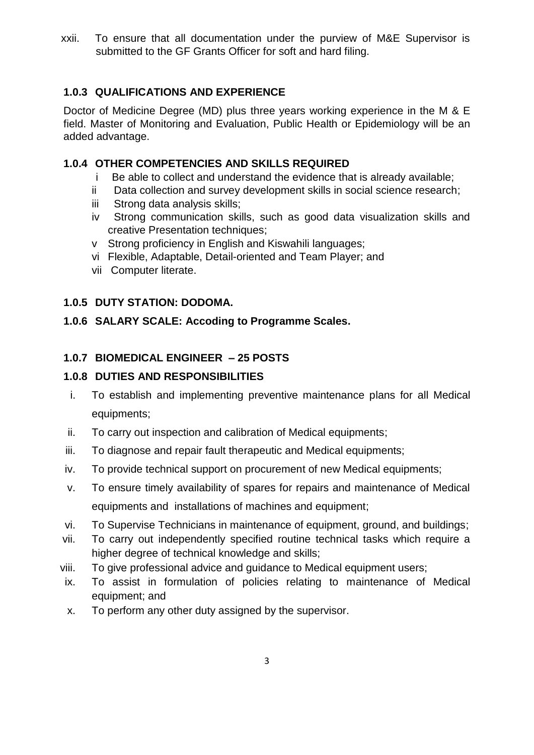xxii. To ensure that all documentation under the purview of M&E Supervisor is submitted to the GF Grants Officer for soft and hard filing.

### 1.0.3 QUALIFICATIONS AND EXPERIENCE

Doctor of Medicine Degree (MD) plus three years working experience in the M & E field. Master of Monitoring and Evaluation, Public Health or Epidemiology will be an added advantage.

### 1.0.4 OTHER COMPETENCIES AND SKILLS REQUIRED

i Be able to collect and understand the evidence that is already available;

ii Data collection and survey development skills in social science research;

iii Strong data analysis skills;

iv Strong communication skills, such as good data visualization skills and creative Presentation techniques;

v Strong proficiency in English and Kiswahili languages;

vi Flexible, Adaptable, Detail-oriented and Team Player; and

vii Computer literate.

### 1.0.5 DUTY STATION: DODOMA.

### 1.0.6 SALARY SCALE: Accoding to Programme Scales.

### 1.0.7 BIOMEDICAL ENGINEER – 25 POSTS

### 1.0.8 DUTIES AND RESPONSIBILITIES

i. To establish and implementing preventive maintenance plans for all Medical equipments;

ii. To carry out inspection and calibration of Medical equipments;

iii. To diagnose and repair fault therapeutic and Medical equipments;

iv. To provide technical support on procurement of new Medical equipments;

v. To ensure timely availability of spares for repairs and maintenance of Medical equipments and installations of machines and equipment;

vi. To Supervise Technicians in maintenance of equipment, ground, and buildings;

vii. To carry out independently specified routine technical tasks which require a higher degree of technical knowledge and skills;

viii. To give professional advice and guidance to Medical equipment users;

ix. To assist in formulation of policies relating to maintenance of Medical equipment; and

x. To perform any other duty assigned by the supervisor.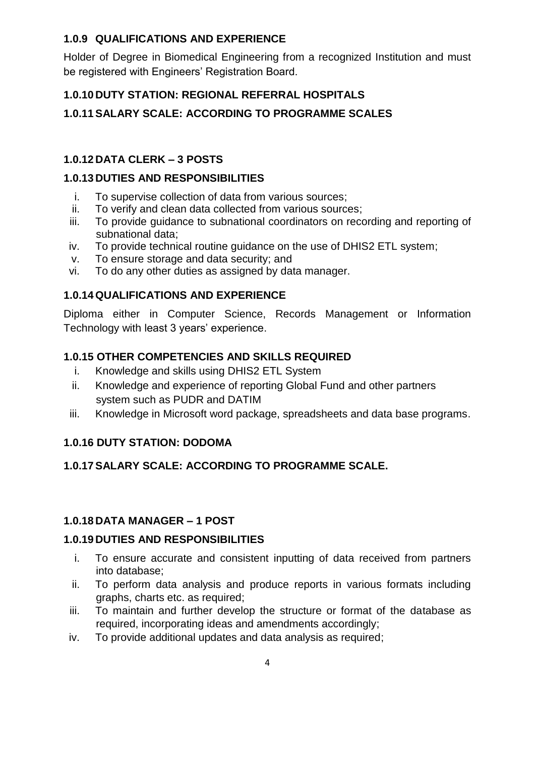### 1.0.9 QUALIFICATIONS AND EXPERIENCE

Holder of Degree in Biomedical Engineering from a recognized Institution and must be registered with Engineers' Registration Board.

### 1.0.10 DUTY STATION: REGIONAL REFERRAL HOSPITALS

### 1.0.11 SALARY SCALE: ACCORDING TO PROGRAMME SCALES

### 1.0.12 DATA CLERK – 3 POSTS

### 1.0.13 DUTIES AND RESPONSIBILITIES

i. To supervise collection of data from various sources;
ii. To verify and clean data collected from various sources;
iii. To provide guidance to subnational coordinators on recording and reporting of subnational data;
iv. To provide technical routine guidance on the use of DHIS2 ETL system;
v. To ensure storage and data security; and
vi. To do any other duties as assigned by data manager.

### 1.0.14 QUALIFICATIONS AND EXPERIENCE

Diploma either in Computer Science, Records Management or Information Technology with least 3 years' experience.

### 1.0.15 OTHER COMPETENCIES AND SKILLS REQUIRED

i. Knowledge and skills using DHIS2 ETL System
ii. Knowledge and experience of reporting Global Fund and other partners system such as PUDR and DATIM
iii. Knowledge in Microsoft word package, spreadsheets and data base programs.

### 1.0.16 DUTY STATION: DODOMA

### 1.0.17 SALARY SCALE: ACCORDING TO PROGRAMME SCALE.

### 1.0.18 DATA MANAGER – 1 POST

### 1.0.19 DUTIES AND RESPONSIBILITIES

i. To ensure accurate and consistent inputting of data received from partners into database;
ii. To perform data analysis and produce reports in various formats including graphs, charts etc. as required;
iii. To maintain and further develop the structure or format of the database as required, incorporating ideas and amendments accordingly;
iv. To provide additional updates and data analysis as required;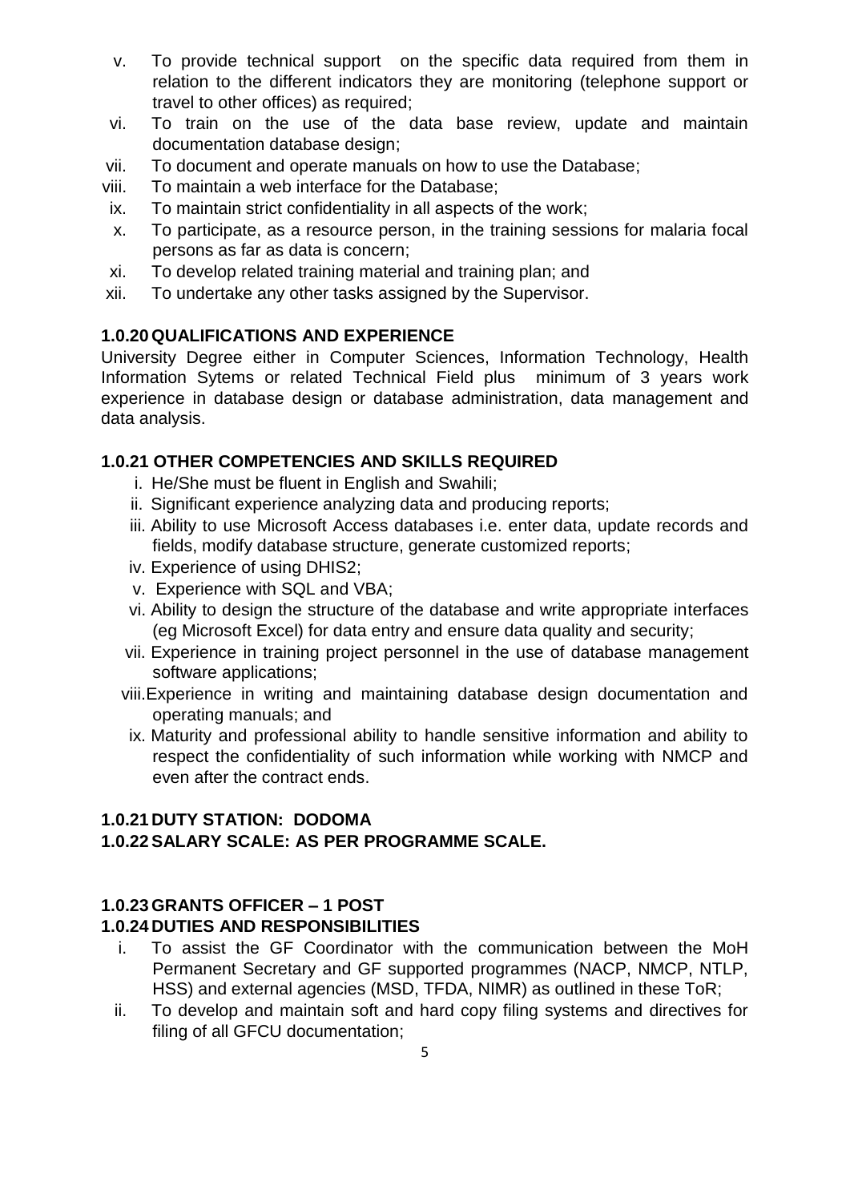v. To provide technical support on the specific data required from them in relation to the different indicators they are monitoring (telephone support or travel to other offices) as required;
vi. To train on the use of the data base review, update and maintain documentation database design;
vii. To document and operate manuals on how to use the Database;
viii. To maintain a web interface for the Database;
ix. To maintain strict confidentiality in all aspects of the work;
x. To participate, as a resource person, in the training sessions for malaria focal persons as far as data is concern;
xi. To develop related training material and training plan; and
xii. To undertake any other tasks assigned by the Supervisor.

### 1.0.20 QUALIFICATIONS AND EXPERIENCE

University Degree either in Computer Sciences, Information Technology, Health Information Sytems or related Technical Field plus minimum of 3 years work experience in database design or database administration, data management and data analysis.

### 1.0.21 OTHER COMPETENCIES AND SKILLS REQUIRED

i. He/She must be fluent in English and Swahili;
ii. Significant experience analyzing data and producing reports;
iii. Ability to use Microsoft Access databases i.e. enter data, update records and fields, modify database structure, generate customized reports;
iv. Experience of using DHIS2;
v. Experience with SQL and VBA;
vi. Ability to design the structure of the database and write appropriate interfaces (eg Microsoft Excel) for data entry and ensure data quality and security;
vii. Experience in training project personnel in the use of database management software applications;
viii. Experience in writing and maintaining database design documentation and operating manuals; and
ix. Maturity and professional ability to handle sensitive information and ability to respect the confidentiality of such information while working with NMCP and even after the contract ends.

### 1.0.21 DUTY STATION: DODOMA

### 1.0.22 SALARY SCALE: AS PER PROGRAMME SCALE.

### 1.0.23 GRANTS OFFICER – 1 POST

### 1.0.24 DUTIES AND RESPONSIBILITIES

i. To assist the GF Coordinator with the communication between the MoH Permanent Secretary and GF supported programmes (NACP, NMCP, NTLP, HSS) and external agencies (MSD, TFDA, NIMR) as outlined in these ToR;
ii. To develop and maintain soft and hard copy filing systems and directives for filing of all GFCU documentation;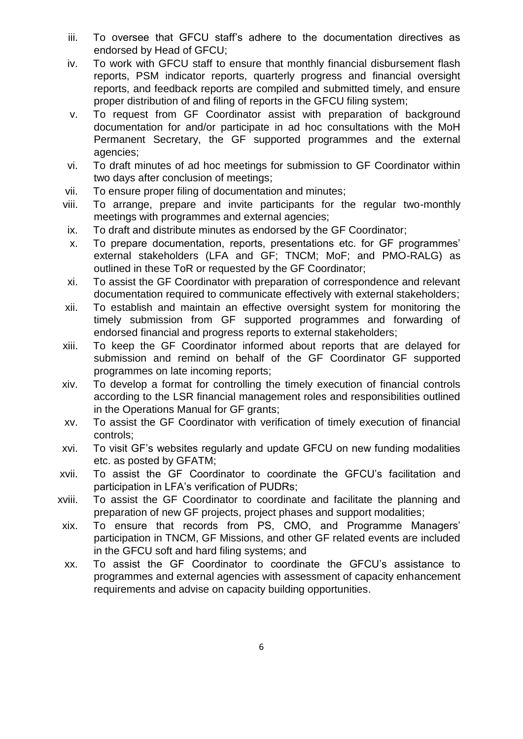iii. To oversee that GFCU staff's adhere to the documentation directives as endorsed by Head of GFCU;

iv. To work with GFCU staff to ensure that monthly financial disbursement flash reports, PSM indicator reports, quarterly progress and financial oversight reports, and feedback reports are compiled and submitted timely, and ensure proper distribution of and filing of reports in the GFCU filing system;

v. To request from GF Coordinator assist with preparation of background documentation for and/or participate in ad hoc consultations with the MoH Permanent Secretary, the GF supported programmes and the external agencies;

vi. To draft minutes of ad hoc meetings for submission to GF Coordinator within two days after conclusion of meetings;

vii. To ensure proper filing of documentation and minutes;

viii. To arrange, prepare and invite participants for the regular two-monthly meetings with programmes and external agencies;

ix. To draft and distribute minutes as endorsed by the GF Coordinator;

x. To prepare documentation, reports, presentations etc. for GF programmes' external stakeholders (LFA and GF; TNCM; MoF; and PMO-RALG) as outlined in these ToR or requested by the GF Coordinator;

xi. To assist the GF Coordinator with preparation of correspondence and relevant documentation required to communicate effectively with external stakeholders;

xii. To establish and maintain an effective oversight system for monitoring the timely submission from GF supported programmes and forwarding of endorsed financial and progress reports to external stakeholders;

xiii. To keep the GF Coordinator informed about reports that are delayed for submission and remind on behalf of the GF Coordinator GF supported programmes on late incoming reports;

xiv. To develop a format for controlling the timely execution of financial controls according to the LSR financial management roles and responsibilities outlined in the Operations Manual for GF grants;

xv. To assist the GF Coordinator with verification of timely execution of financial controls;

xvi. To visit GF's websites regularly and update GFCU on new funding modalities etc. as posted by GFATM;

xvii. To assist the GF Coordinator to coordinate the GFCU's facilitation and participation in LFA's verification of PUDRs;

xviii. To assist the GF Coordinator to coordinate and facilitate the planning and preparation of new GF projects, project phases and support modalities;

xix. To ensure that records from PS, CMO, and Programme Managers' participation in TNCM, GF Missions, and other GF related events are included in the GFCU soft and hard filing systems; and

xx. To assist the GF Coordinator to coordinate the GFCU's assistance to programmes and external agencies with assessment of capacity enhancement requirements and advise on capacity building opportunities.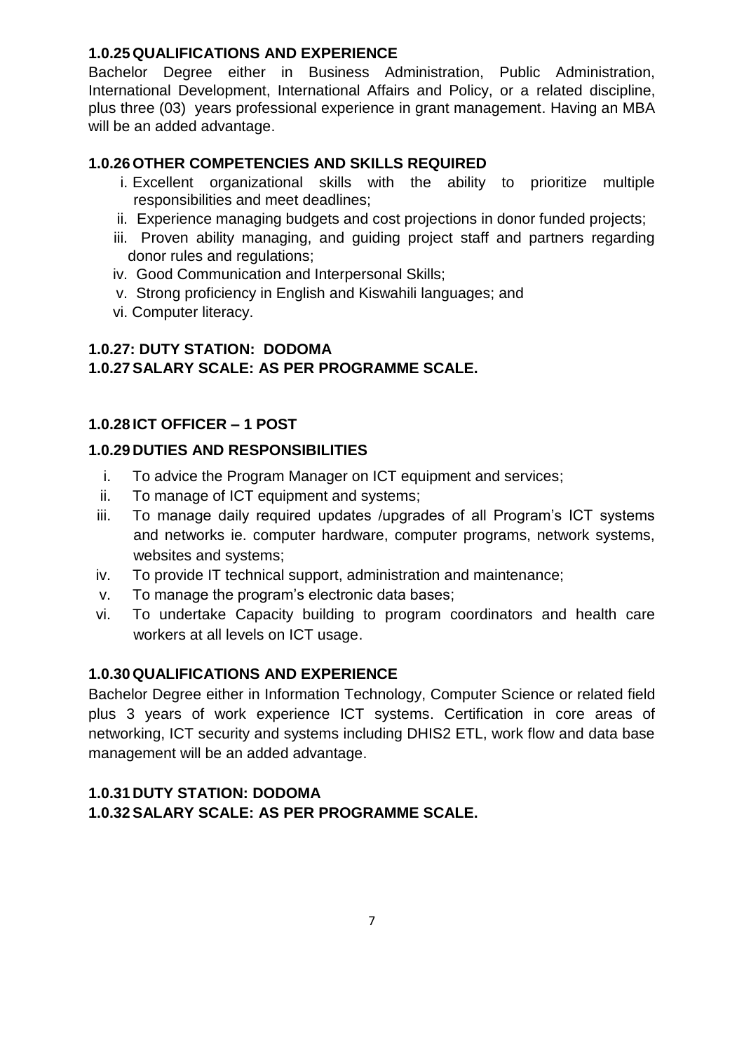### 1.0.25 QUALIFICATIONS AND EXPERIENCE

Bachelor Degree either in Business Administration, Public Administration, International Development, International Affairs and Policy, or a related discipline, plus three (03) years professional experience in grant management. Having an MBA will be an added advantage.

### 1.0.26 OTHER COMPETENCIES AND SKILLS REQUIRED

- i. Excellent organizational skills with the ability to prioritize multiple responsibilities and meet deadlines;
- ii. Experience managing budgets and cost projections in donor funded projects;
- iii. Proven ability managing, and guiding project staff and partners regarding donor rules and regulations;
- iv. Good Communication and Interpersonal Skills;
- v. Strong proficiency in English and Kiswahili languages; and
- vi. Computer literacy.

### 1.0.27: DUTY STATION: DODOMA

### 1.0.27 SALARY SCALE: AS PER PROGRAMME SCALE.

### 1.0.28 ICT OFFICER – 1 POST

### 1.0.29 DUTIES AND RESPONSIBILITIES

- i. To advice the Program Manager on ICT equipment and services;
- ii. To manage of ICT equipment and systems;
- iii. To manage daily required updates /upgrades of all Program's ICT systems and networks ie. computer hardware, computer programs, network systems, websites and systems;
- iv. To provide IT technical support, administration and maintenance;
- v. To manage the program's electronic data bases;
- vi. To undertake Capacity building to program coordinators and health care workers at all levels on ICT usage.

### 1.0.30 QUALIFICATIONS AND EXPERIENCE

Bachelor Degree either in Information Technology, Computer Science or related field plus 3 years of work experience ICT systems. Certification in core areas of networking, ICT security and systems including DHIS2 ETL, work flow and data base management will be an added advantage.

### 1.0.31 DUTY STATION: DODOMA

### 1.0.32 SALARY SCALE: AS PER PROGRAMME SCALE.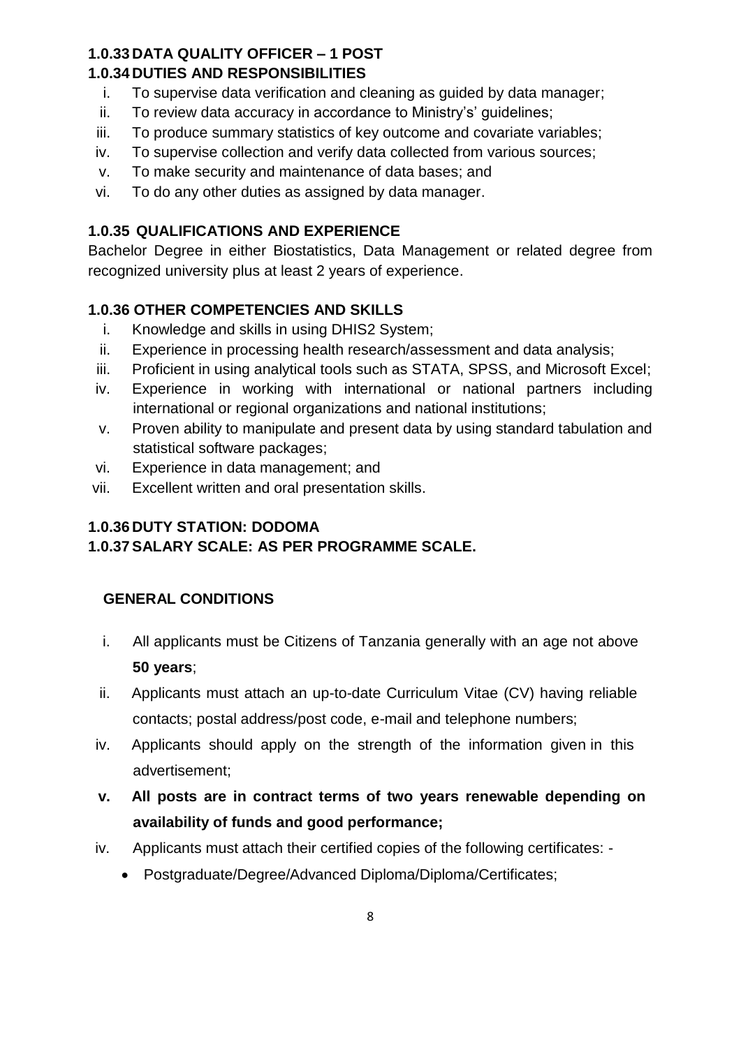### 1.0.33 DATA QUALITY OFFICER – 1 POST

### 1.0.34 DUTIES AND RESPONSIBILITIES

i. To supervise data verification and cleaning as guided by data manager;
ii. To review data accuracy in accordance to Ministry's' guidelines;
iii. To produce summary statistics of key outcome and covariate variables;
iv. To supervise collection and verify data collected from various sources;
v. To make security and maintenance of data bases; and
vi. To do any other duties as assigned by data manager.

### 1.0.35 QUALIFICATIONS AND EXPERIENCE

Bachelor Degree in either Biostatistics, Data Management or related degree from recognized university plus at least 2 years of experience.

### 1.0.36 OTHER COMPETENCIES AND SKILLS

i. Knowledge and skills in using DHIS2 System;
ii. Experience in processing health research/assessment and data analysis;
iii. Proficient in using analytical tools such as STATA, SPSS, and Microsoft Excel;
iv. Experience in working with international or national partners including international or regional organizations and national institutions;
v. Proven ability to manipulate and present data by using standard tabulation and statistical software packages;
vi. Experience in data management; and
vii. Excellent written and oral presentation skills.

### 1.0.36 DUTY STATION: DODOMA

### 1.0.37 SALARY SCALE: AS PER PROGRAMME SCALE.

### GENERAL CONDITIONS

i. All applicants must be Citizens of Tanzania generally with an age not above **50 years**;
ii. Applicants must attach an up-to-date Curriculum Vitae (CV) having reliable contacts; postal address/post code, e-mail and telephone numbers;
iv. Applicants should apply on the strength of the information given in this advertisement;
**v. All posts are in contract terms of two years renewable depending on availability of funds and good performance;**
iv. Applicants must attach their certified copies of the following certificates: -
   - Postgraduate/Degree/Advanced Diploma/Diploma/Certificates;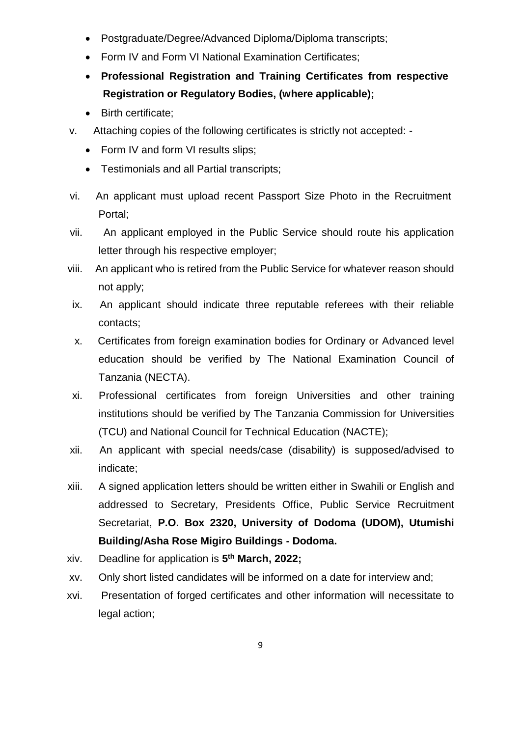- Postgraduate/Degree/Advanced Diploma/Diploma transcripts;
- Form IV and Form VI National Examination Certificates;
- **Professional Registration and Training Certificates from respective Registration or Regulatory Bodies, (where applicable);**
- Birth certificate;

v. Attaching copies of the following certificates is strictly not accepted: -

- Form IV and form VI results slips;
- Testimonials and all Partial transcripts;

vi. An applicant must upload recent Passport Size Photo in the Recruitment Portal;

vii. An applicant employed in the Public Service should route his application letter through his respective employer;

viii. An applicant who is retired from the Public Service for whatever reason should not apply;

ix. An applicant should indicate three reputable referees with their reliable contacts;

x. Certificates from foreign examination bodies for Ordinary or Advanced level education should be verified by The National Examination Council of Tanzania (NECTA).

xi. Professional certificates from foreign Universities and other training institutions should be verified by The Tanzania Commission for Universities (TCU) and National Council for Technical Education (NACTE);

xii. An applicant with special needs/case (disability) is supposed/advised to indicate;

xiii. A signed application letters should be written either in Swahili or English and addressed to Secretary, Presidents Office, Public Service Recruitment Secretariat, **P.O. Box 2320, University of Dodoma (UDOM), Utumishi Building/Asha Rose Migiro Buildings - Dodoma.**

xiv. Deadline for application is **5th March, 2022;**

xv. Only short listed candidates will be informed on a date for interview and;

xvi. Presentation of forged certificates and other information will necessitate to legal action;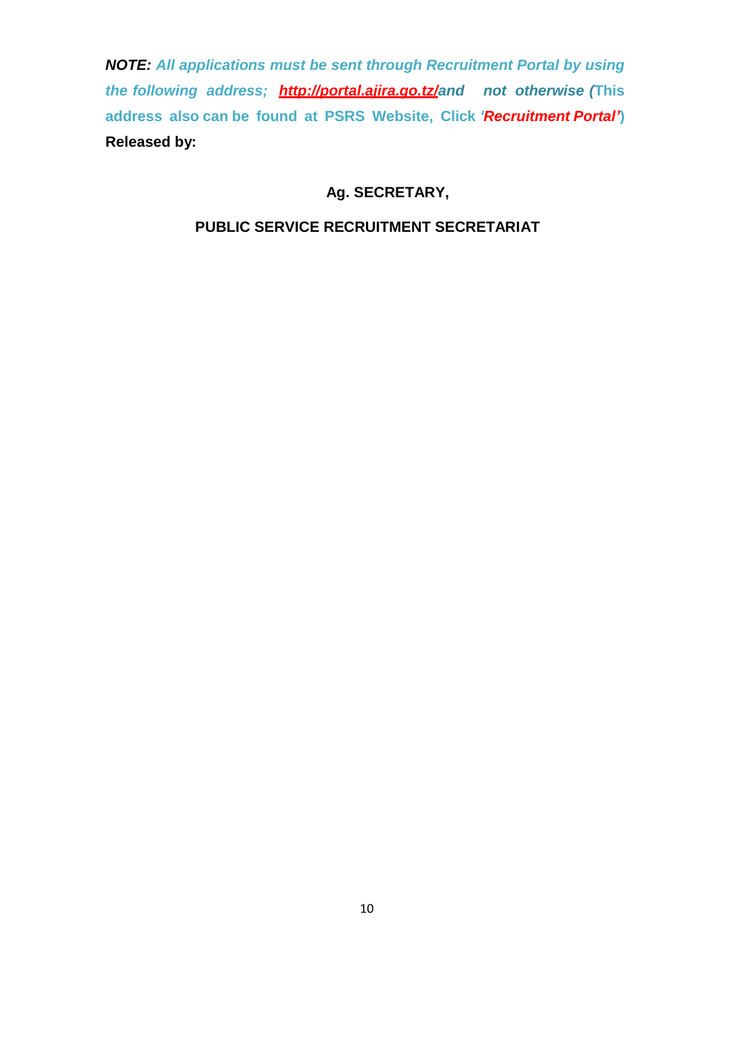***NOTE:*** ***All applications must be sent through Recruitment Portal by using the following address; http://portal.ajira.go.tz/and not otherwise*** (**This address also can be found at PSRS Website, Click *'Recruitment Portal'***)

**Released by:**

**Ag. SECRETARY,**

**PUBLIC SERVICE RECRUITMENT SECRETARIAT**